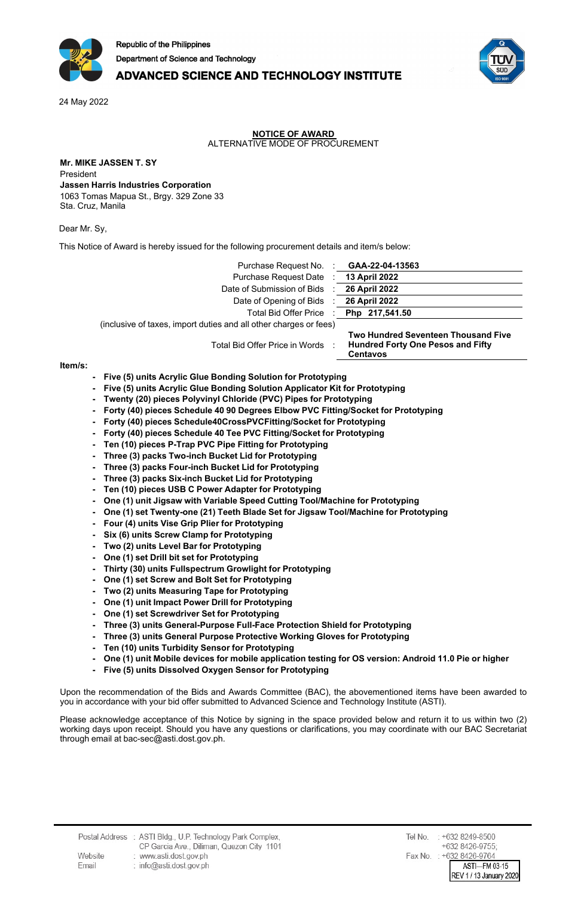Republic of the Philippines
Department of Science and Technology
**ADVANCED SCIENCE AND TECHNOLOGY INSTITUTE**

24 May 2022

**NOTICE OF AWARD**
ALTERNATIVE MODE OF PROCUREMENT

**Mr. MIKE JASSEN T. SY**
President
**Jassen Harris Industries Corporation**
1063 Tomas Mapua St., Brgy. 329 Zone 33
Sta. Cruz, Manila

Dear Mr. Sy,

This Notice of Award is hereby issued for the following procurement details and item/s below:

| | | |
|---|---|---|
| Purchase Request No. | : | **GAA-22-04-13563** |
| Purchase Request Date | : | **13 April 2022** |
| Date of Submission of Bids | : | **26 April 2022** |
| Date of Opening of Bids | : | **26 April 2022** |
| Total Bid Offer Price (inclusive of taxes, import duties and all other charges or fees) | : | **Php 217,541.50** |
| Total Bid Offer Price in Words | : | **Two Hundred Seventeen Thousand Five Hundred Forty One Pesos and Fifty Centavos** |

**Item/s:**

- **Five (5) units Acrylic Glue Bonding Solution for Prototyping**
- **Five (5) units Acrylic Glue Bonding Solution Applicator Kit for Prototyping**
- **Twenty (20) pieces Polyvinyl Chloride (PVC) Pipes for Prototyping**
- **Forty (40) pieces Schedule 40 90 Degrees Elbow PVC Fitting/Socket for Prototyping**
- **Forty (40) pieces Schedule40CrossPVCFitting/Socket for Prototyping**
- **Forty (40) pieces Schedule 40 Tee PVC Fitting/Socket for Prototyping**
- **Ten (10) pieces P-Trap PVC Pipe Fitting for Prototyping**
- **Three (3) packs Two-inch Bucket Lid for Prototyping**
- **Three (3) packs Four-inch Bucket Lid for Prototyping**
- **Three (3) packs Six-inch Bucket Lid for Prototyping**
- **Ten (10) pieces USB C Power Adapter for Prototyping**
- **One (1) unit Jigsaw with Variable Speed Cutting Tool/Machine for Prototyping**
- **One (1) set Twenty-one (21) Teeth Blade Set for Jigsaw Tool/Machine for Prototyping**
- **Four (4) units Vise Grip Plier for Prototyping**
- **Six (6) units Screw Clamp for Prototyping**
- **Two (2) units Level Bar for Prototyping**
- **One (1) set Drill bit set for Prototyping**
- **Thirty (30) units Fullspectrum Growlight for Prototyping**
- **One (1) set Screw and Bolt Set for Prototyping**
- **Two (2) units Measuring Tape for Prototyping**
- **One (1) unit Impact Power Drill for Prototyping**
- **One (1) set Screwdriver Set for Prototyping**
- **Three (3) units General-Purpose Full-Face Protection Shield for Prototyping**
- **Three (3) units General Purpose Protective Working Gloves for Prototyping**
- **Ten (10) units Turbidity Sensor for Prototyping**
- **One (1) unit Mobile devices for mobile application testing for OS version: Android 11.0 Pie or higher**
- **Five (5) units Dissolved Oxygen Sensor for Prototyping**

Upon the recommendation of the Bids and Awards Committee (BAC), the abovementioned items have been awarded to you in accordance with your bid offer submitted to Advanced Science and Technology Institute (ASTI).

Please acknowledge acceptance of this Notice by signing in the space provided below and return it to us within two (2) working days upon receipt. Should you have any questions or clarifications, you may coordinate with our BAC Secretariat through email at bac-sec@asti.dost.gov.ph.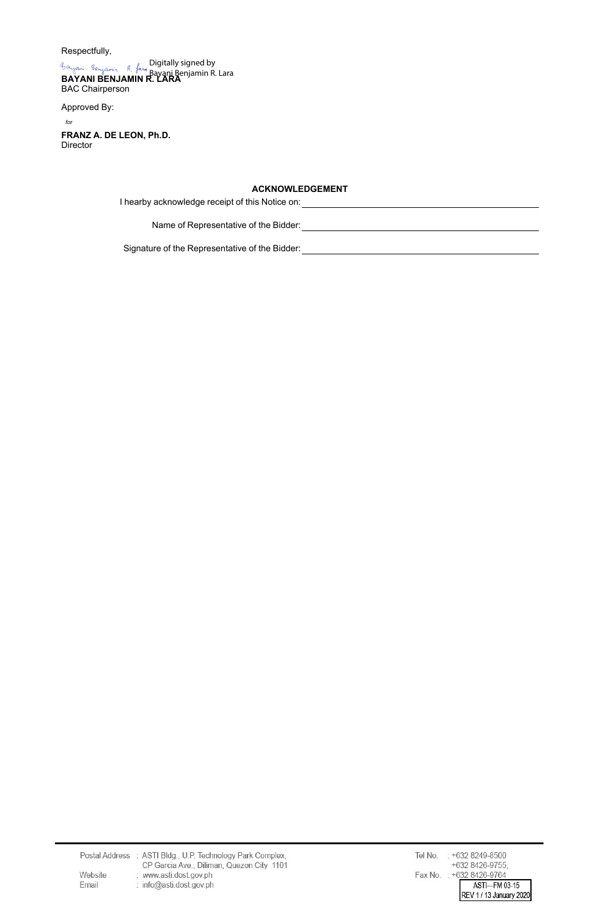Respectfully,

Digitally signed by Bayani Benjamin R. Lara

**BAYANI BENJAMIN R. LARA**
BAC Chairperson

Approved By:

*for*

**FRANZ A. DE LEON, Ph.D.**
Director

**ACKNOWLEDGEMENT**

I hearby acknowledge receipt of this Notice on: ______________________________

Name of Representative of the Bidder: ______________________________

Signature of the Representative of the Bidder: ______________________________

Postal Address : ASTI Bldg., U.P. Technology Park Complex, CP Garcia Ave., Diliman, Quezon City 1101
Website : www.asti.dost.gov.ph
Email : info@asti.dost.gov.ph

Tel No. : +632 8249-8500
+632 8426-9755;
Fax No. : +632 8426-9764

ASTI—FM 03-15
REV 1 / 13 January 2020